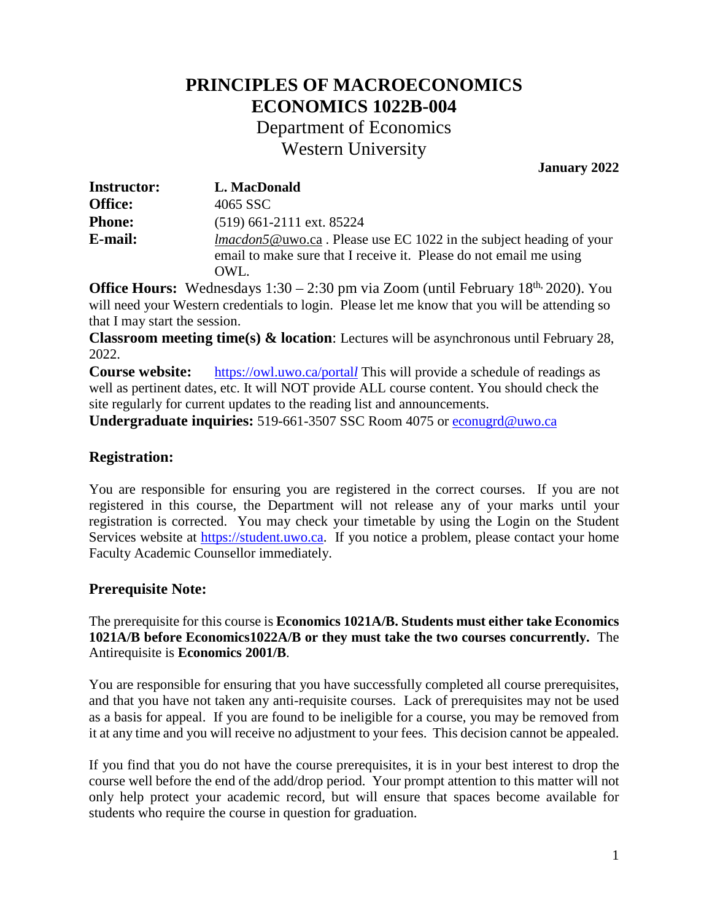# PRINCIPLES OF MACROECONOMICS
# ECONOMICS 1022B-004

Department of Economics
Western University

**January 2022**

**Instructor:** **L. MacDonald**
**Office:** 4065 SSC
**Phone:** (519) 661-2111 ext. 85224
**E-mail:** *lmacdon5*@uwo.ca . Please use EC 1022 in the subject heading of your email to make sure that I receive it. Please do not email me using OWL.

**Office Hours:** Wednesdays 1:30 – 2:30 pm via Zoom (until February 18th, 2020). You will need your Western credentials to login. Please let me know that you will be attending so that I may start the session.

**Classroom meeting time(s) & location**: Lectures will be asynchronous until February 28, 2022.

**Course website:** https://owl.uwo.ca/portal/ This will provide a schedule of readings as well as pertinent dates, etc. It will NOT provide ALL course content. You should check the site regularly for current updates to the reading list and announcements.

**Undergraduate inquiries:** 519-661-3507 SSC Room 4075 or econugrd@uwo.ca

## Registration:

You are responsible for ensuring you are registered in the correct courses. If you are not registered in this course, the Department will not release any of your marks until your registration is corrected. You may check your timetable by using the Login on the Student Services website at https://student.uwo.ca. If you notice a problem, please contact your home Faculty Academic Counsellor immediately.

## Prerequisite Note:

The prerequisite for this course is **Economics 1021A/B. Students must either take Economics 1021A/B before Economics1022A/B or they must take the two courses concurrently.** The Antirequisite is **Economics 2001/B**.

You are responsible for ensuring that you have successfully completed all course prerequisites, and that you have not taken any anti-requisite courses. Lack of prerequisites may not be used as a basis for appeal. If you are found to be ineligible for a course, you may be removed from it at any time and you will receive no adjustment to your fees. This decision cannot be appealed.

If you find that you do not have the course prerequisites, it is in your best interest to drop the course well before the end of the add/drop period. Your prompt attention to this matter will not only help protect your academic record, but will ensure that spaces become available for students who require the course in question for graduation.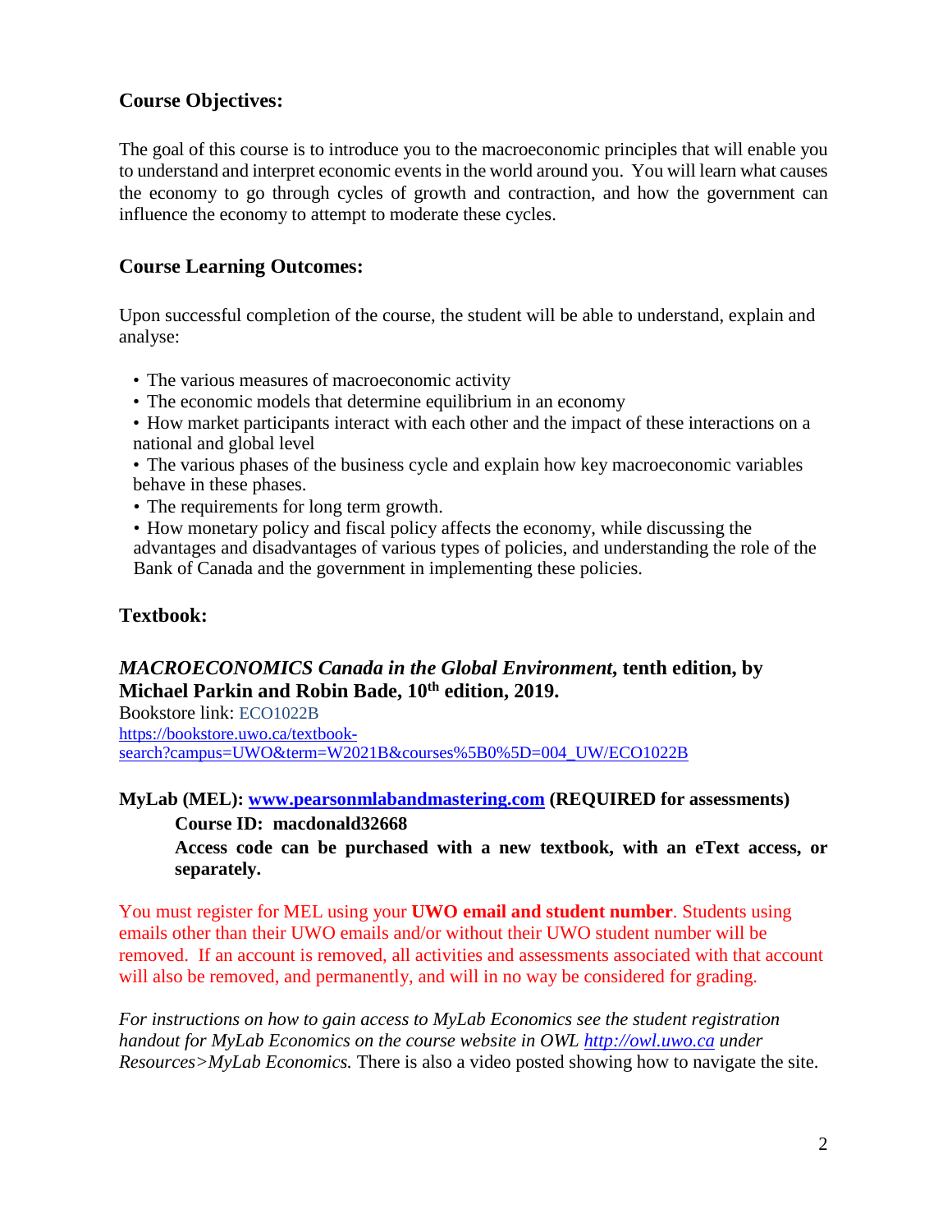## Course Objectives:

The goal of this course is to introduce you to the macroeconomic principles that will enable you to understand and interpret economic events in the world around you. You will learn what causes the economy to go through cycles of growth and contraction, and how the government can influence the economy to attempt to moderate these cycles.

## Course Learning Outcomes:

Upon successful completion of the course, the student will be able to understand, explain and analyse:

- The various measures of macroeconomic activity
- The economic models that determine equilibrium in an economy
- How market participants interact with each other and the impact of these interactions on a national and global level
- The various phases of the business cycle and explain how key macroeconomic variables behave in these phases.
- The requirements for long term growth.
- How monetary policy and fiscal policy affects the economy, while discussing the advantages and disadvantages of various types of policies, and understanding the role of the Bank of Canada and the government in implementing these policies.

## Textbook:

***MACROECONOMICS Canada in the Global Environment*, tenth edition, by Michael Parkin and Robin Bade, 10th edition, 2019.**

Bookstore link: ECO1022B
https://bookstore.uwo.ca/textbook-search?campus=UWO&term=W2021B&courses%5B0%5D=004_UW/ECO1022B

**MyLab (MEL): www.pearsonmlabandmastering.com (REQUIRED for assessments)**

> **Course ID: macdonald32668**
>
> **Access code can be purchased with a new textbook, with an eText access, or separately.**

You must register for MEL using your **UWO email and student number**. Students using emails other than their UWO emails and/or without their UWO student number will be removed. If an account is removed, all activities and assessments associated with that account will also be removed, and permanently, and will in no way be considered for grading.

*For instructions on how to gain access to MyLab Economics see the student registration handout for MyLab Economics on the course website in OWL http://owl.uwo.ca under Resources>MyLab Economics.* There is also a video posted showing how to navigate the site.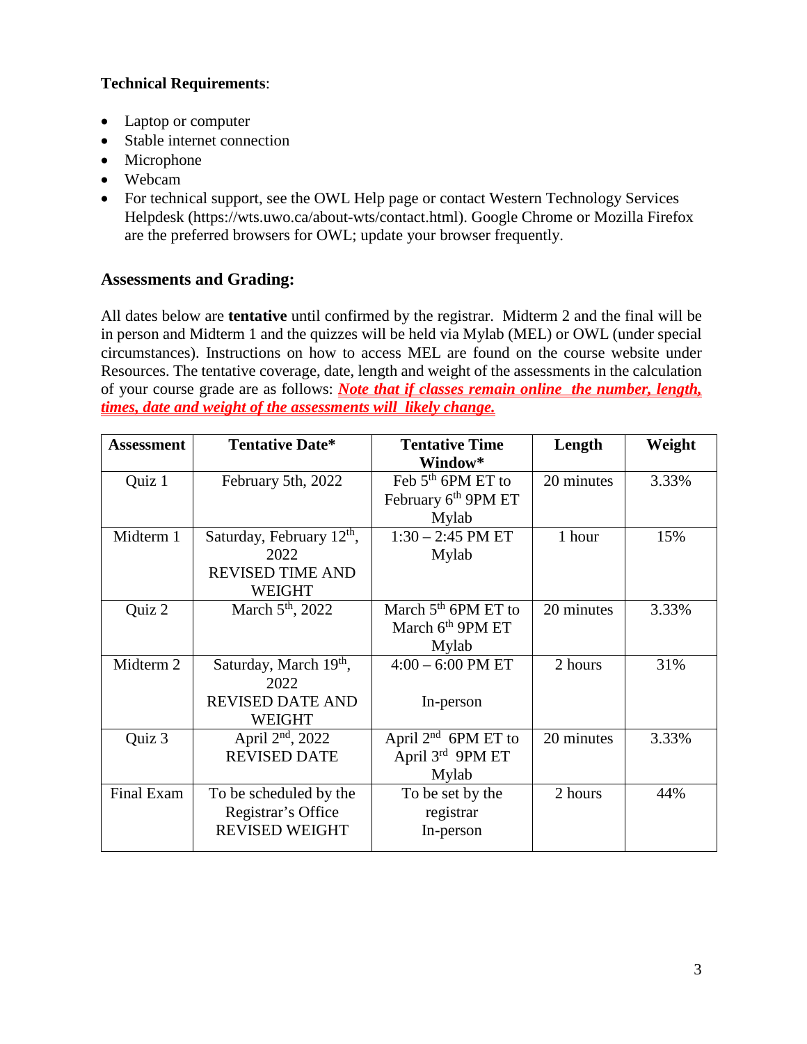**Technical Requirements**:

- Laptop or computer
- Stable internet connection
- Microphone
- Webcam
- For technical support, see the OWL Help page or contact Western Technology Services Helpdesk (https://wts.uwo.ca/about-wts/contact.html). Google Chrome or Mozilla Firefox are the preferred browsers for OWL; update your browser frequently.

## Assessments and Grading:

All dates below are **tentative** until confirmed by the registrar. Midterm 2 and the final will be in person and Midterm 1 and the quizzes will be held via Mylab (MEL) or OWL (under special circumstances). Instructions on how to access MEL are found on the course website under Resources. The tentative coverage, date, length and weight of the assessments in the calculation of your course grade are as follows: ***Note that if classes remain online the number, length, times, date and weight of the assessments will likely change.***

| Assessment | Tentative Date* | Tentative Time Window* | Length | Weight |
|---|---|---|---|---|
| Quiz 1 | February 5th, 2022 | Feb 5th 6PM ET to February 6th 9PM ET Mylab | 20 minutes | 3.33% |
| Midterm 1 | Saturday, February 12th, 2022 REVISED TIME AND WEIGHT | 1:30 – 2:45 PM ET Mylab | 1 hour | 15% |
| Quiz 2 | March 5th, 2022 | March 5th 6PM ET to March 6th 9PM ET Mylab | 20 minutes | 3.33% |
| Midterm 2 | Saturday, March 19th, 2022 REVISED DATE AND WEIGHT | 4:00 – 6:00 PM ET In-person | 2 hours | 31% |
| Quiz 3 | April 2nd, 2022 REVISED DATE | April 2nd 6PM ET to April 3rd 9PM ET Mylab | 20 minutes | 3.33% |
| Final Exam | To be scheduled by the Registrar's Office REVISED WEIGHT | To be set by the registrar In-person | 2 hours | 44% |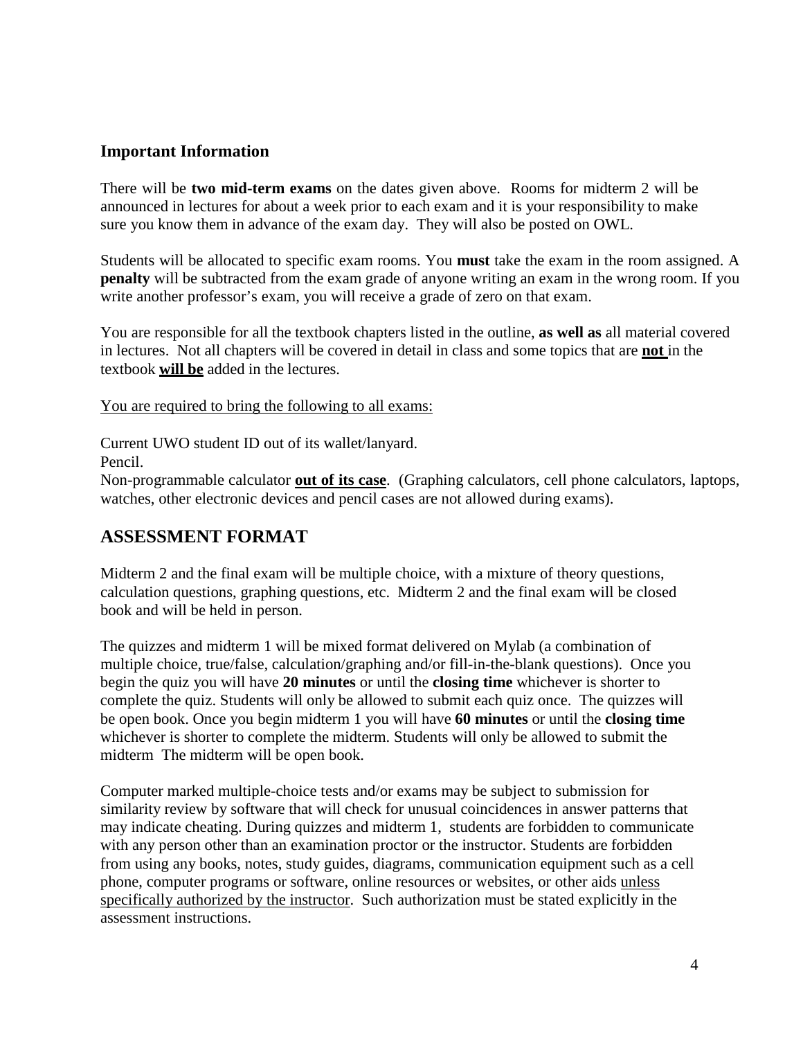### Important Information

There will be **two mid-term exams** on the dates given above. Rooms for midterm 2 will be announced in lectures for about a week prior to each exam and it is your responsibility to make sure you know them in advance of the exam day. They will also be posted on OWL.

Students will be allocated to specific exam rooms. You **must** take the exam in the room assigned. A **penalty** will be subtracted from the exam grade of anyone writing an exam in the wrong room. If you write another professor's exam, you will receive a grade of zero on that exam.

You are responsible for all the textbook chapters listed in the outline, **as well as** all material covered in lectures. Not all chapters will be covered in detail in class and some topics that are <u>**not**</u> in the textbook <u>**will be**</u> added in the lectures.

<u>You are required to bring the following to all exams:</u>

Current UWO student ID out of its wallet/lanyard.
Pencil.
Non-programmable calculator <u>**out of its case**</u>. (Graphing calculators, cell phone calculators, laptops, watches, other electronic devices and pencil cases are not allowed during exams).

## ASSESSMENT FORMAT

Midterm 2 and the final exam will be multiple choice, with a mixture of theory questions, calculation questions, graphing questions, etc. Midterm 2 and the final exam will be closed book and will be held in person.

The quizzes and midterm 1 will be mixed format delivered on Mylab (a combination of multiple choice, true/false, calculation/graphing and/or fill-in-the-blank questions). Once you begin the quiz you will have **20 minutes** or until the **closing time** whichever is shorter to complete the quiz. Students will only be allowed to submit each quiz once. The quizzes will be open book. Once you begin midterm 1 you will have **60 minutes** or until the **closing time** whichever is shorter to complete the midterm. Students will only be allowed to submit the midterm The midterm will be open book.

Computer marked multiple-choice tests and/or exams may be subject to submission for similarity review by software that will check for unusual coincidences in answer patterns that may indicate cheating. During quizzes and midterm 1, students are forbidden to communicate with any person other than an examination proctor or the instructor. Students are forbidden from using any books, notes, study guides, diagrams, communication equipment such as a cell phone, computer programs or software, online resources or websites, or other aids <u>unless specifically authorized by the instructor</u>. Such authorization must be stated explicitly in the assessment instructions.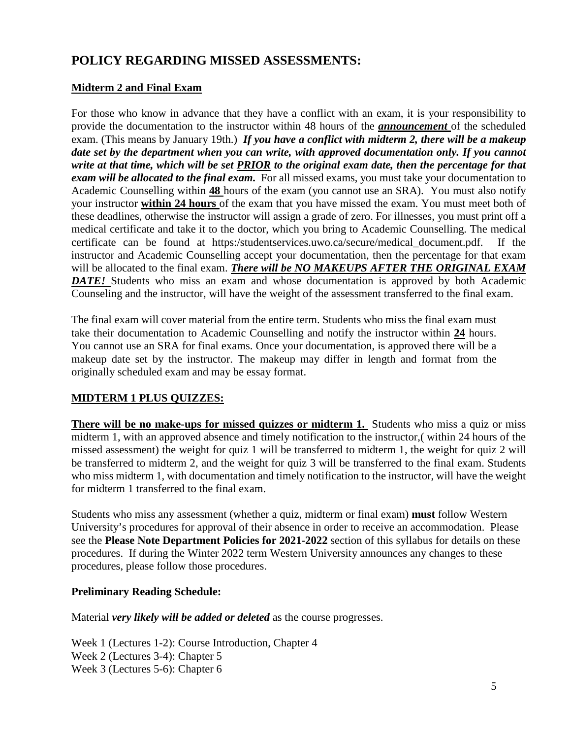## POLICY REGARDING MISSED ASSESSMENTS:

### Midterm 2 and Final Exam

For those who know in advance that they have a conflict with an exam, it is your responsibility to provide the documentation to the instructor within 48 hours of the ***announcement*** of the scheduled exam. (This means by January 19th.) ***If you have a conflict with midterm 2, there will be a makeup date set by the department when you can write, with approved documentation only. If you cannot write at that time, which will be set PRIOR to the original exam date, then the percentage for that exam will be allocated to the final exam.*** For all missed exams, you must take your documentation to Academic Counselling within **48** hours of the exam (you cannot use an SRA). You must also notify your instructor **within 24 hours** of the exam that you have missed the exam. You must meet both of these deadlines, otherwise the instructor will assign a grade of zero. For illnesses, you must print off a medical certificate and take it to the doctor, which you bring to Academic Counselling. The medical certificate can be found at https:/studentservices.uwo.ca/secure/medical_document.pdf. If the instructor and Academic Counselling accept your documentation, then the percentage for that exam will be allocated to the final exam. ***There will be NO MAKEUPS AFTER THE ORIGINAL EXAM DATE!*** Students who miss an exam and whose documentation is approved by both Academic Counseling and the instructor, will have the weight of the assessment transferred to the final exam.

The final exam will cover material from the entire term. Students who miss the final exam must take their documentation to Academic Counselling and notify the instructor within **24** hours. You cannot use an SRA for final exams. Once your documentation, is approved there will be a makeup date set by the instructor. The makeup may differ in length and format from the originally scheduled exam and may be essay format.

### MIDTERM 1 PLUS QUIZZES:

**There will be no make-ups for missed quizzes or midterm 1.** Students who miss a quiz or miss midterm 1, with an approved absence and timely notification to the instructor,( within 24 hours of the missed assessment) the weight for quiz 1 will be transferred to midterm 1, the weight for quiz 2 will be transferred to midterm 2, and the weight for quiz 3 will be transferred to the final exam. Students who miss midterm 1, with documentation and timely notification to the instructor, will have the weight for midterm 1 transferred to the final exam.

Students who miss any assessment (whether a quiz, midterm or final exam) **must** follow Western University's procedures for approval of their absence in order to receive an accommodation. Please see the **Please Note Department Policies for 2021-2022** section of this syllabus for details on these procedures. If during the Winter 2022 term Western University announces any changes to these procedures, please follow those procedures.

### Preliminary Reading Schedule:

Material ***very likely will be added or deleted*** as the course progresses.

Week 1 (Lectures 1-2): Course Introduction, Chapter 4
Week 2 (Lectures 3-4): Chapter 5
Week 3 (Lectures 5-6): Chapter 6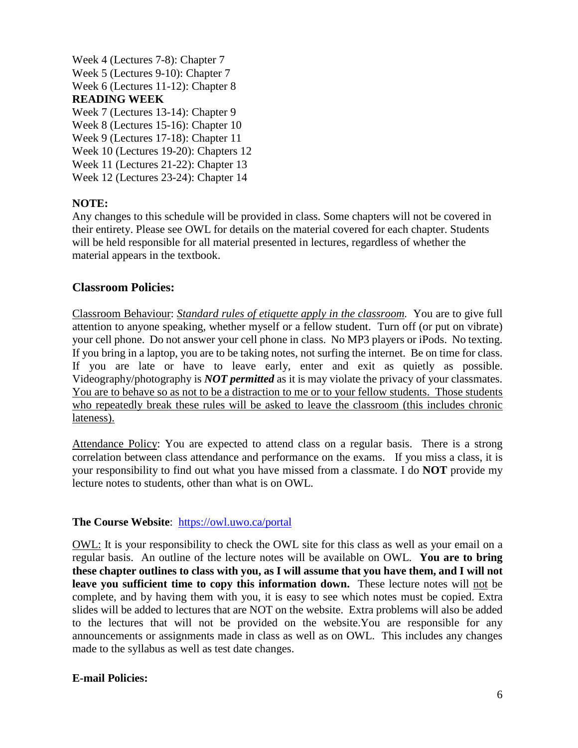Week 4 (Lectures 7-8): Chapter 7
Week 5 (Lectures 9-10): Chapter 7
Week 6 (Lectures 11-12): Chapter 8
**READING WEEK**
Week 7 (Lectures 13-14): Chapter 9
Week 8 (Lectures 15-16): Chapter 10
Week 9 (Lectures 17-18): Chapter 11
Week 10 (Lectures 19-20): Chapters 12
Week 11 (Lectures 21-22): Chapter 13
Week 12 (Lectures 23-24): Chapter 14

**NOTE:**
Any changes to this schedule will be provided in class. Some chapters will not be covered in their entirety. Please see OWL for details on the material covered for each chapter. Students will be held responsible for all material presented in lectures, regardless of whether the material appears in the textbook.

## Classroom Policies:

Classroom Behaviour: *Standard rules of etiquette apply in the classroom.* You are to give full attention to anyone speaking, whether myself or a fellow student. Turn off (or put on vibrate) your cell phone. Do not answer your cell phone in class. No MP3 players or iPods. No texting. If you bring in a laptop, you are to be taking notes, not surfing the internet. Be on time for class. If you are late or have to leave early, enter and exit as quietly as possible. Videography/photography is ***NOT permitted*** as it is may violate the privacy of your classmates. You are to behave so as not to be a distraction to me or to your fellow students. Those students who repeatedly break these rules will be asked to leave the classroom (this includes chronic lateness).

Attendance Policy: You are expected to attend class on a regular basis. There is a strong correlation between class attendance and performance on the exams. If you miss a class, it is your responsibility to find out what you have missed from a classmate. I do **NOT** provide my lecture notes to students, other than what is on OWL.

**The Course Website**: https://owl.uwo.ca/portal

OWL: It is your responsibility to check the OWL site for this class as well as your email on a regular basis. An outline of the lecture notes will be available on OWL. **You are to bring these chapter outlines to class with you, as I will assume that you have them, and I will not leave you sufficient time to copy this information down.** These lecture notes will not be complete, and by having them with you, it is easy to see which notes must be copied. Extra slides will be added to lectures that are NOT on the website. Extra problems will also be added to the lectures that will not be provided on the website.You are responsible for any announcements or assignments made in class as well as on OWL. This includes any changes made to the syllabus as well as test date changes.

**E-mail Policies:**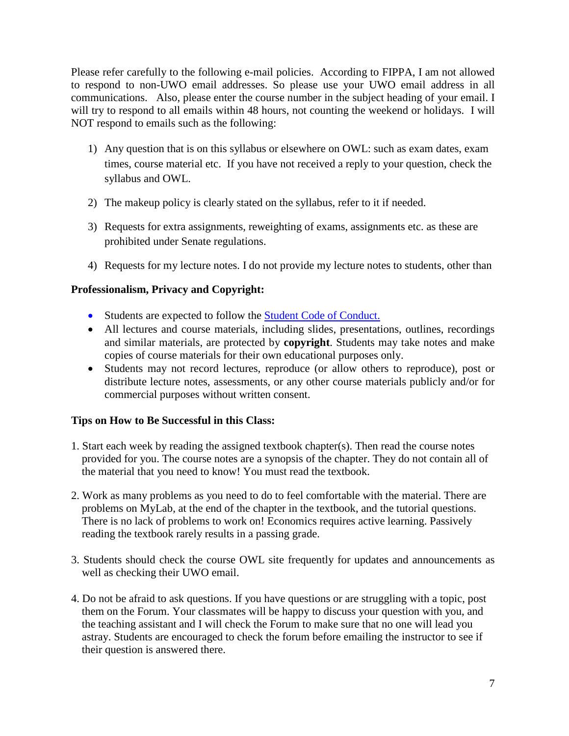Please refer carefully to the following e-mail policies. According to FIPPA, I am not allowed to respond to non-UWO email addresses. So please use your UWO email address in all communications. Also, please enter the course number in the subject heading of your email. I will try to respond to all emails within 48 hours, not counting the weekend or holidays. I will NOT respond to emails such as the following:

1) Any question that is on this syllabus or elsewhere on OWL: such as exam dates, exam times, course material etc. If you have not received a reply to your question, check the syllabus and OWL.

2) The makeup policy is clearly stated on the syllabus, refer to it if needed.

3) Requests for extra assignments, reweighting of exams, assignments etc. as these are prohibited under Senate regulations.

4) Requests for my lecture notes. I do not provide my lecture notes to students, other than

**Professionalism, Privacy and Copyright:**

- Students are expected to follow the [Student Code of Conduct.]()
- All lectures and course materials, including slides, presentations, outlines, recordings and similar materials, are protected by **copyright**. Students may take notes and make copies of course materials for their own educational purposes only.
- Students may not record lectures, reproduce (or allow others to reproduce), post or distribute lecture notes, assessments, or any other course materials publicly and/or for commercial purposes without written consent.

**Tips on How to Be Successful in this Class:**

1. Start each week by reading the assigned textbook chapter(s). Then read the course notes provided for you. The course notes are a synopsis of the chapter. They do not contain all of the material that you need to know! You must read the textbook.

2. Work as many problems as you need to do to feel comfortable with the material. There are problems on MyLab, at the end of the chapter in the textbook, and the tutorial questions. There is no lack of problems to work on! Economics requires active learning. Passively reading the textbook rarely results in a passing grade.

3. Students should check the course OWL site frequently for updates and announcements as well as checking their UWO email.

4. Do not be afraid to ask questions. If you have questions or are struggling with a topic, post them on the Forum. Your classmates will be happy to discuss your question with you, and the teaching assistant and I will check the Forum to make sure that no one will lead you astray. Students are encouraged to check the forum before emailing the instructor to see if their question is answered there.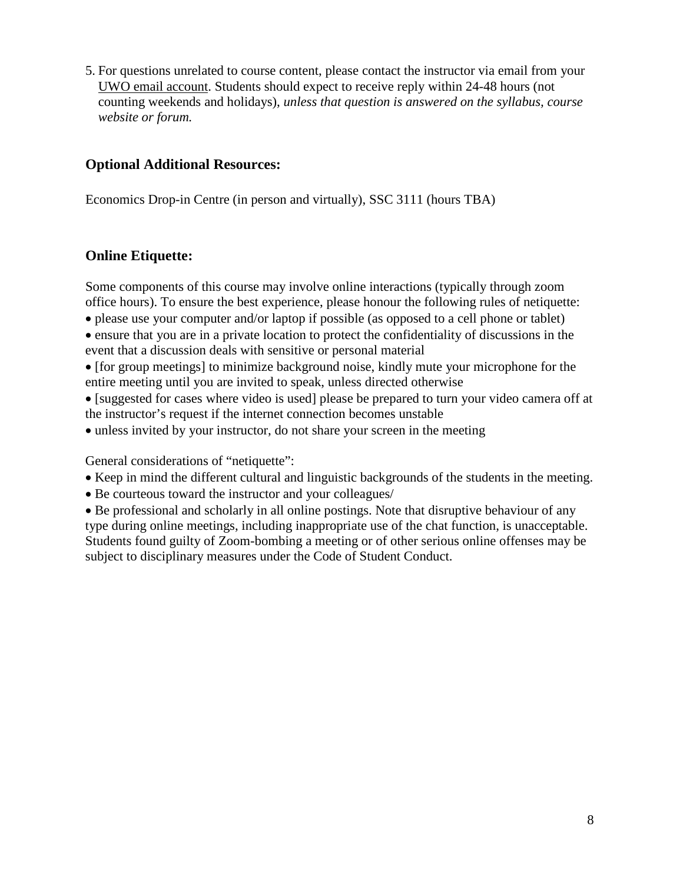5. For questions unrelated to course content, please contact the instructor via email from your UWO email account. Students should expect to receive reply within 24-48 hours (not counting weekends and holidays), *unless that question is answered on the syllabus, course website or forum.*

## Optional Additional Resources:

Economics Drop-in Centre (in person and virtually), SSC 3111 (hours TBA)

## Online Etiquette:

Some components of this course may involve online interactions (typically through zoom office hours). To ensure the best experience, please honour the following rules of netiquette:

- please use your computer and/or laptop if possible (as opposed to a cell phone or tablet)
- ensure that you are in a private location to protect the confidentiality of discussions in the event that a discussion deals with sensitive or personal material
- [for group meetings] to minimize background noise, kindly mute your microphone for the entire meeting until you are invited to speak, unless directed otherwise
- [suggested for cases where video is used] please be prepared to turn your video camera off at the instructor's request if the internet connection becomes unstable
- unless invited by your instructor, do not share your screen in the meeting

General considerations of "netiquette":

- Keep in mind the different cultural and linguistic backgrounds of the students in the meeting.
- Be courteous toward the instructor and your colleagues/
- Be professional and scholarly in all online postings. Note that disruptive behaviour of any type during online meetings, including inappropriate use of the chat function, is unacceptable. Students found guilty of Zoom-bombing a meeting or of other serious online offenses may be subject to disciplinary measures under the Code of Student Conduct.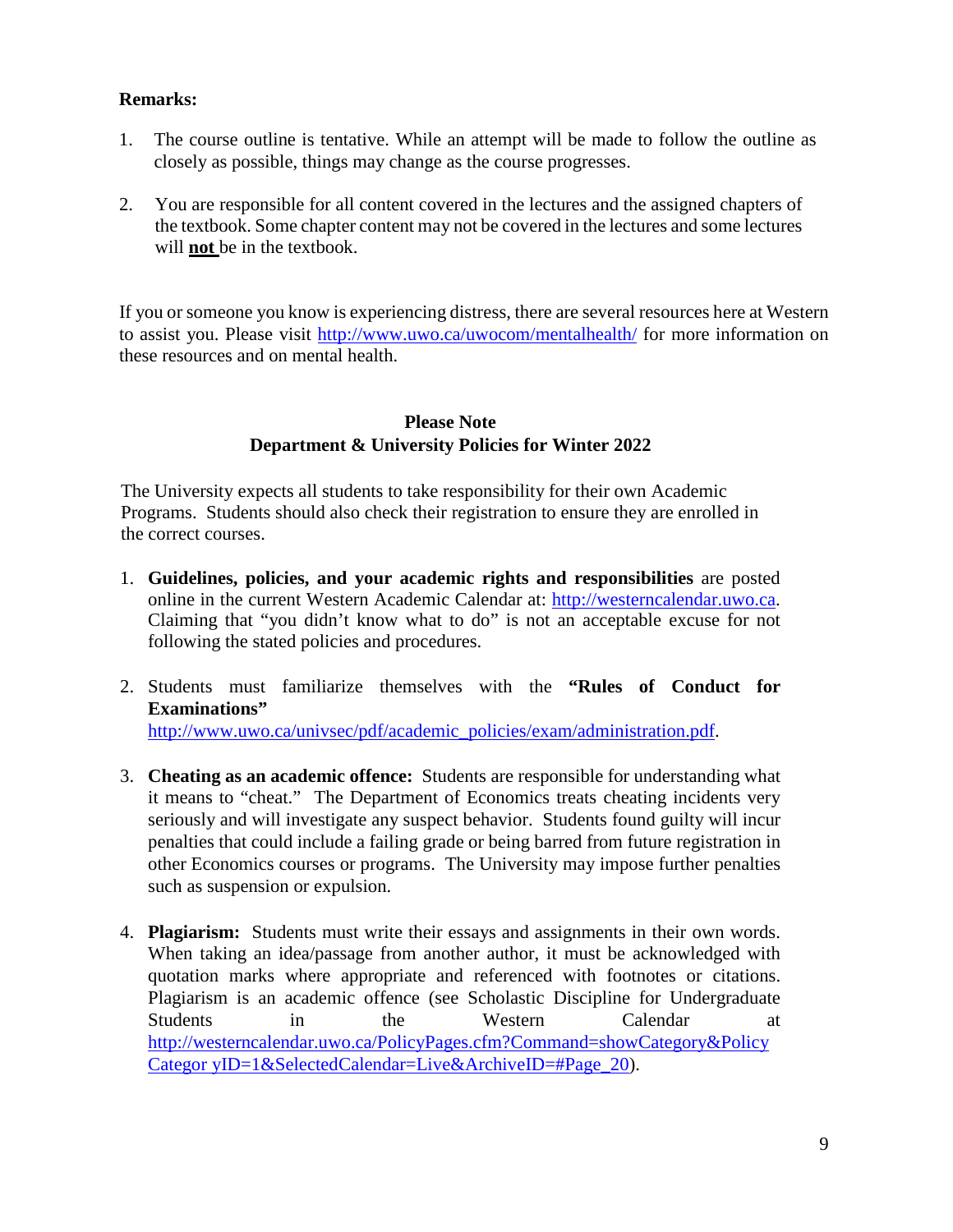**Remarks:**

1. The course outline is tentative. While an attempt will be made to follow the outline as closely as possible, things may change as the course progresses.

2. You are responsible for all content covered in the lectures and the assigned chapters of the textbook. Some chapter content may not be covered in the lectures and some lectures will **not** be in the textbook.

If you or someone you know is experiencing distress, there are several resources here at Western to assist you. Please visit http://www.uwo.ca/uwocom/mentalhealth/ for more information on these resources and on mental health.

**Please Note**
**Department & University Policies for Winter 2022**

The University expects all students to take responsibility for their own Academic Programs. Students should also check their registration to ensure they are enrolled in the correct courses.

1. **Guidelines, policies, and your academic rights and responsibilities** are posted online in the current Western Academic Calendar at: http://westerncalendar.uwo.ca. Claiming that "you didn't know what to do" is not an acceptable excuse for not following the stated policies and procedures.

2. Students must familiarize themselves with the **"Rules of Conduct for Examinations"** http://www.uwo.ca/univsec/pdf/academic_policies/exam/administration.pdf.

3. **Cheating as an academic offence:** Students are responsible for understanding what it means to "cheat." The Department of Economics treats cheating incidents very seriously and will investigate any suspect behavior. Students found guilty will incur penalties that could include a failing grade or being barred from future registration in other Economics courses or programs. The University may impose further penalties such as suspension or expulsion.

4. **Plagiarism:** Students must write their essays and assignments in their own words. When taking an idea/passage from another author, it must be acknowledged with quotation marks where appropriate and referenced with footnotes or citations. Plagiarism is an academic offence (see Scholastic Discipline for Undergraduate Students in the Western Calendar at http://westerncalendar.uwo.ca/PolicyPages.cfm?Command=showCategory&PolicyCategor yID=1&SelectedCalendar=Live&ArchiveID=#Page_20).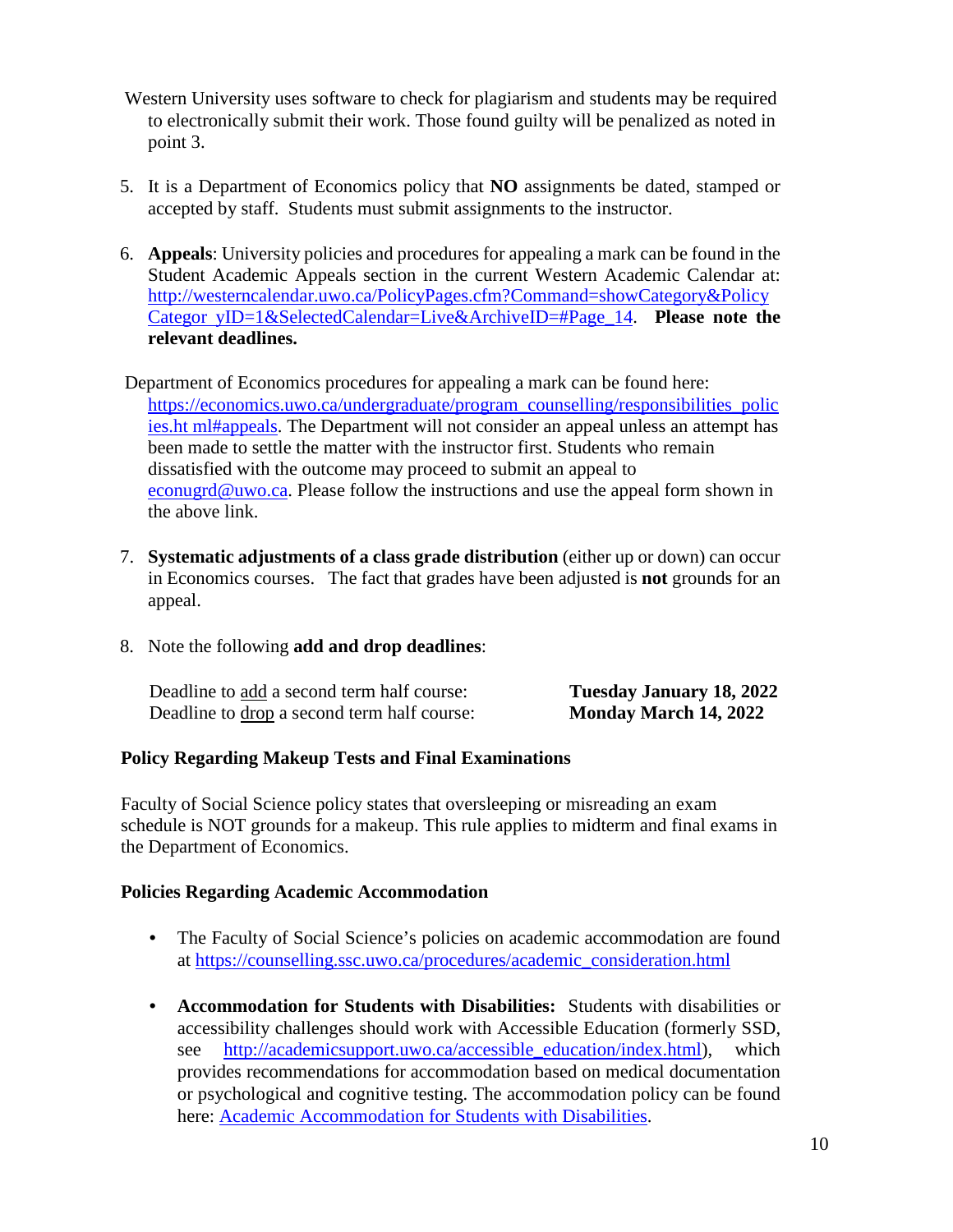Western University uses software to check for plagiarism and students may be required to electronically submit their work. Those found guilty will be penalized as noted in point 3.

5. It is a Department of Economics policy that **NO** assignments be dated, stamped or accepted by staff. Students must submit assignments to the instructor.

6. **Appeals**: University policies and procedures for appealing a mark can be found in the Student Academic Appeals section in the current Western Academic Calendar at: [http://westerncalendar.uwo.ca/PolicyPages.cfm?Command=showCategory&PolicyCategor_yID=1&SelectedCalendar=Live&ArchiveID=#Page_14](http://westerncalendar.uwo.ca/PolicyPages.cfm?Command=showCategory&PolicyCategoryID=1&SelectedCalendar=Live&ArchiveID=#Page_14). **Please note the relevant deadlines.**

   Department of Economics procedures for appealing a mark can be found here: [https://economics.uwo.ca/undergraduate/program_counselling/responsibilities_policies.ht ml#appeals](https://economics.uwo.ca/undergraduate/program_counselling/responsibilities_policies.html#appeals). The Department will not consider an appeal unless an attempt has been made to settle the matter with the instructor first. Students who remain dissatisfied with the outcome may proceed to submit an appeal to [econugrd@uwo.ca](mailto:econugrd@uwo.ca). Please follow the instructions and use the appeal form shown in the above link.

7. **Systematic adjustments of a class grade distribution** (either up or down) can occur in Economics courses. The fact that grades have been adjusted is **not** grounds for an appeal.

8. Note the following **add and drop deadlines**:

| | |
|---|---|
| Deadline to add a second term half course: | **Tuesday January 18, 2022** |
| Deadline to drop a second term half course: | **Monday March 14, 2022** |

**Policy Regarding Makeup Tests and Final Examinations**

Faculty of Social Science policy states that oversleeping or misreading an exam schedule is NOT grounds for a makeup. This rule applies to midterm and final exams in the Department of Economics.

**Policies Regarding Academic Accommodation**

- The Faculty of Social Science's policies on academic accommodation are found at [https://counselling.ssc.uwo.ca/procedures/academic_consideration.html](https://counselling.ssc.uwo.ca/procedures/academic_consideration.html)

- **Accommodation for Students with Disabilities:** Students with disabilities or accessibility challenges should work with Accessible Education (formerly SSD, see [http://academicsupport.uwo.ca/accessible_education/index.html](http://academicsupport.uwo.ca/accessible_education/index.html)), which provides recommendations for accommodation based on medical documentation or psychological and cognitive testing. The accommodation policy can be found here: Academic Accommodation for Students with Disabilities.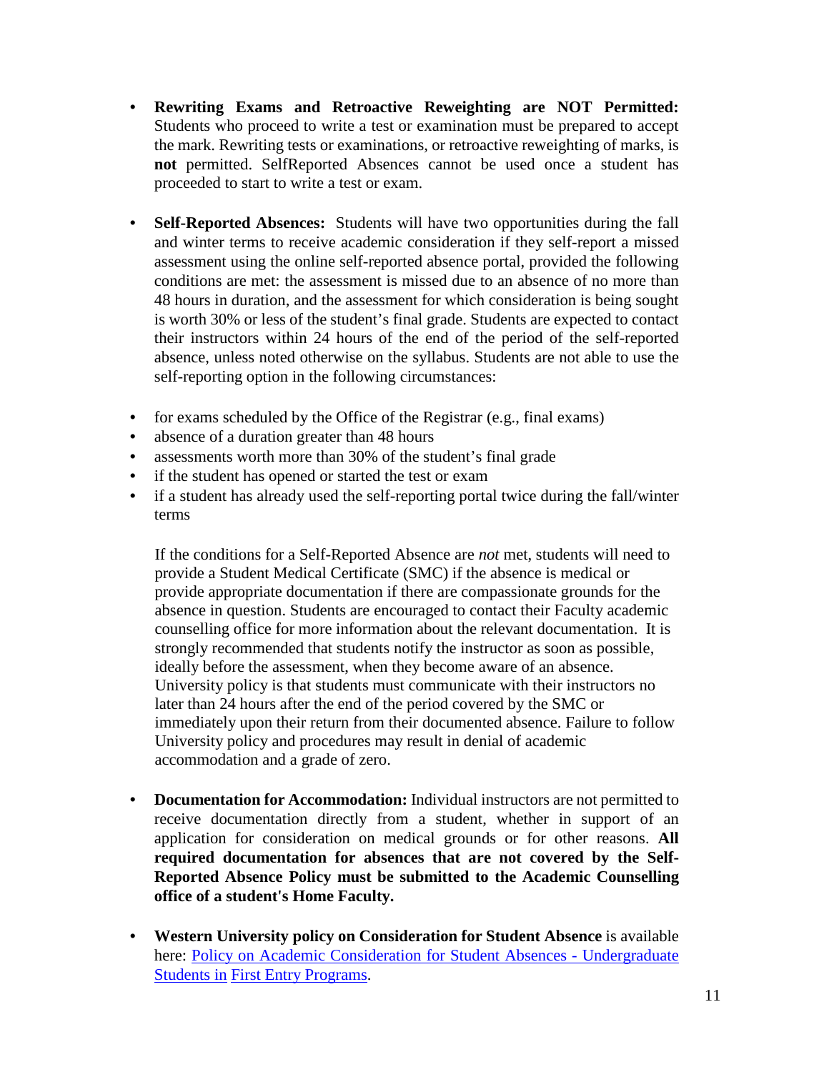- **Rewriting Exams and Retroactive Reweighting are NOT Permitted:** Students who proceed to write a test or examination must be prepared to accept the mark. Rewriting tests or examinations, or retroactive reweighting of marks, is **not** permitted. SelfReported Absences cannot be used once a student has proceeded to start to write a test or exam.

- **Self-Reported Absences:** Students will have two opportunities during the fall and winter terms to receive academic consideration if they self-report a missed assessment using the online self-reported absence portal, provided the following conditions are met: the assessment is missed due to an absence of no more than 48 hours in duration, and the assessment for which consideration is being sought is worth 30% or less of the student's final grade. Students are expected to contact their instructors within 24 hours of the end of the period of the self-reported absence, unless noted otherwise on the syllabus. Students are not able to use the self-reporting option in the following circumstances:

- for exams scheduled by the Office of the Registrar (e.g., final exams)
- absence of a duration greater than 48 hours
- assessments worth more than 30% of the student's final grade
- if the student has opened or started the test or exam
- if a student has already used the self-reporting portal twice during the fall/winter terms

  If the conditions for a Self-Reported Absence are *not* met, students will need to provide a Student Medical Certificate (SMC) if the absence is medical or provide appropriate documentation if there are compassionate grounds for the absence in question. Students are encouraged to contact their Faculty academic counselling office for more information about the relevant documentation. It is strongly recommended that students notify the instructor as soon as possible, ideally before the assessment, when they become aware of an absence. University policy is that students must communicate with their instructors no later than 24 hours after the end of the period covered by the SMC or immediately upon their return from their documented absence. Failure to follow University policy and procedures may result in denial of academic accommodation and a grade of zero.

- **Documentation for Accommodation:** Individual instructors are not permitted to receive documentation directly from a student, whether in support of an application for consideration on medical grounds or for other reasons. **All required documentation for absences that are not covered by the Self-Reported Absence Policy must be submitted to the Academic Counselling office of a student's Home Faculty.**

- **Western University policy on Consideration for Student Absence** is available here: Policy on Academic Consideration for Student Absences - Undergraduate Students in First Entry Programs.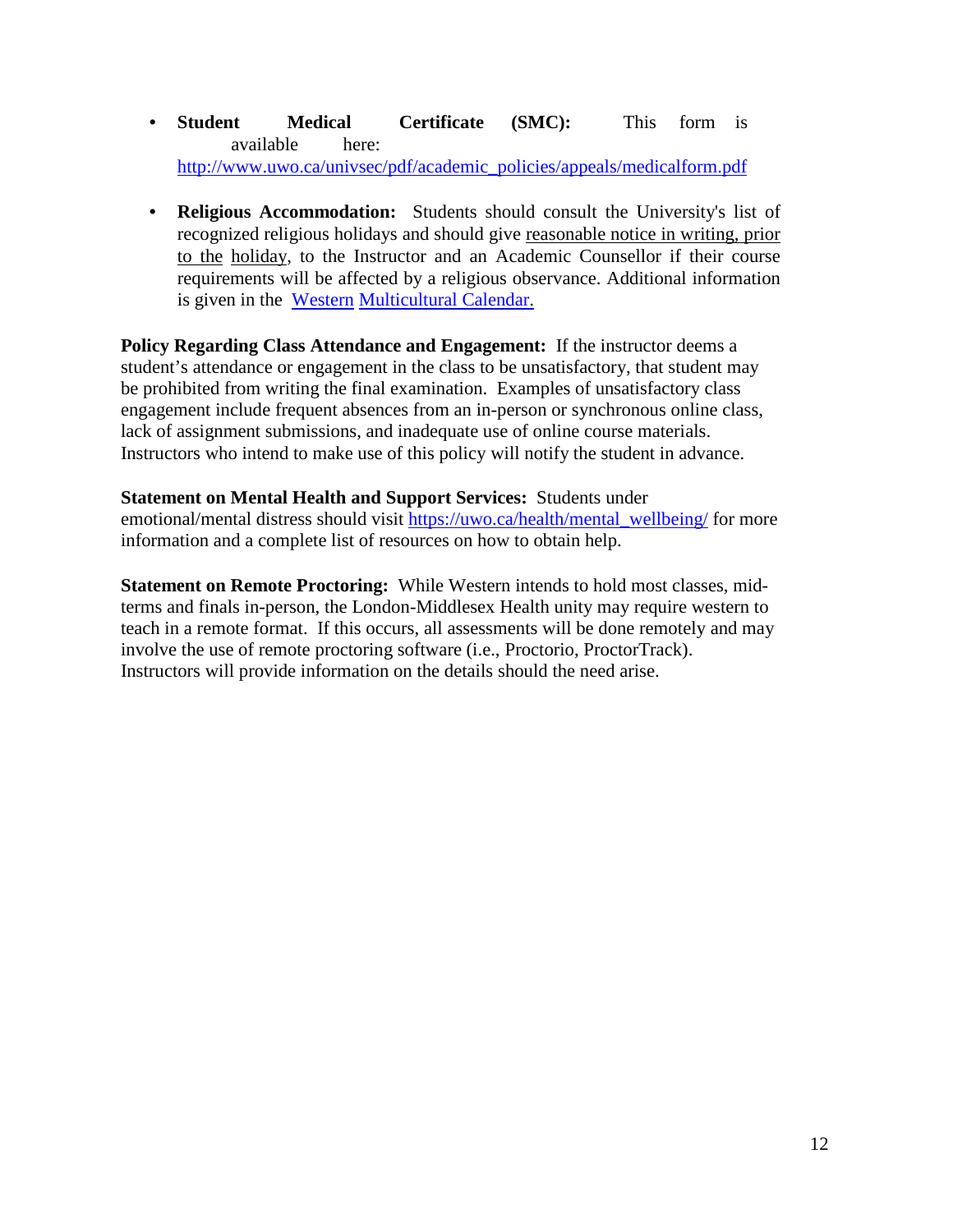- **Student Medical Certificate (SMC):** This form is available here: http://www.uwo.ca/univsec/pdf/academic_policies/appeals/medicalform.pdf

- **Religious Accommodation:** Students should consult the University's list of recognized religious holidays and should give reasonable notice in writing, prior to the holiday, to the Instructor and an Academic Counsellor if their course requirements will be affected by a religious observance. Additional information is given in the Western Multicultural Calendar.

**Policy Regarding Class Attendance and Engagement:** If the instructor deems a student's attendance or engagement in the class to be unsatisfactory, that student may be prohibited from writing the final examination. Examples of unsatisfactory class engagement include frequent absences from an in-person or synchronous online class, lack of assignment submissions, and inadequate use of online course materials. Instructors who intend to make use of this policy will notify the student in advance.

**Statement on Mental Health and Support Services:** Students under emotional/mental distress should visit https://uwo.ca/health/mental_wellbeing/ for more information and a complete list of resources on how to obtain help.

**Statement on Remote Proctoring:** While Western intends to hold most classes, mid-terms and finals in-person, the London-Middlesex Health unity may require western to teach in a remote format. If this occurs, all assessments will be done remotely and may involve the use of remote proctoring software (i.e., Proctorio, ProctorTrack). Instructors will provide information on the details should the need arise.